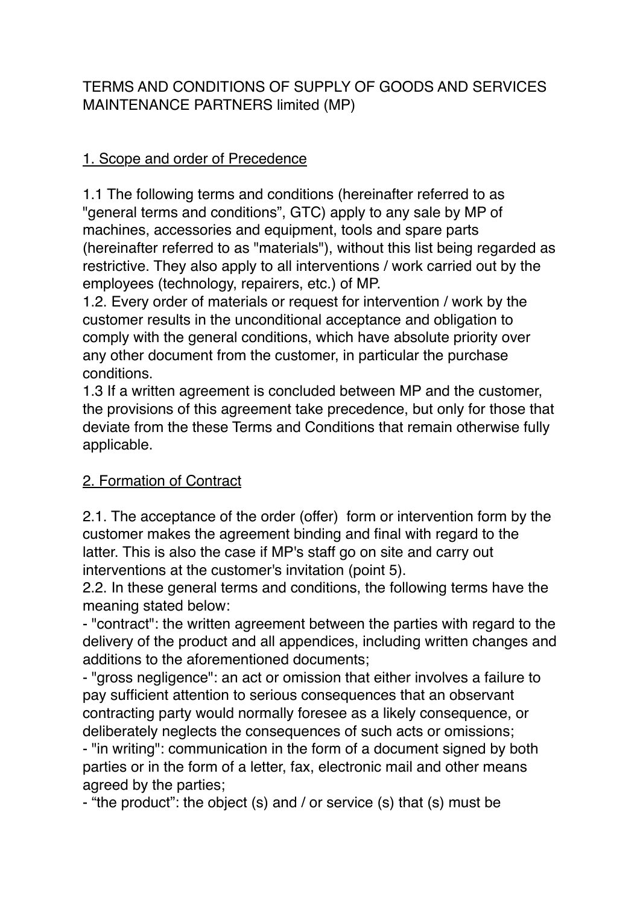# TERMS AND CONDITIONS OF SUPPLY OF GOODS AND SERVICES MAINTENANCE PARTNERS limited (MP)

## 1. Scope and order of Precedence

1.1 The following terms and conditions (hereinafter referred to as "general terms and conditions", GTC) apply to any sale by MP of machines, accessories and equipment, tools and spare parts (hereinafter referred to as "materials"), without this list being regarded as restrictive. They also apply to all interventions / work carried out by the employees (technology, repairers, etc.) of MP.

1.2. Every order of materials or request for intervention / work by the customer results in the unconditional acceptance and obligation to comply with the general conditions, which have absolute priority over any other document from the customer, in particular the purchase conditions.

1.3 If a written agreement is concluded between MP and the customer, the provisions of this agreement take precedence, but only for those that deviate from the these Terms and Conditions that remain otherwise fully applicable.

## 2. Formation of Contract

2.1. The acceptance of the order (offer) form or intervention form by the customer makes the agreement binding and final with regard to the latter. This is also the case if MP's staff go on site and carry out interventions at the customer's invitation (point 5).

2.2. In these general terms and conditions, the following terms have the meaning stated below:

- "contract": the written agreement between the parties with regard to the delivery of the product and all appendices, including written changes and additions to the aforementioned documents;
- "gross negligence": an act or omission that either involves a failure to pay sufficient attention to serious consequences that an observant contracting party would normally foresee as a likely consequence, or deliberately neglects the consequences of such acts or omissions;
- "in writing": communication in the form of a document signed by both parties or in the form of a letter, fax, electronic mail and other means agreed by the parties;
- "the product": the object (s) and / or service (s) that (s) must be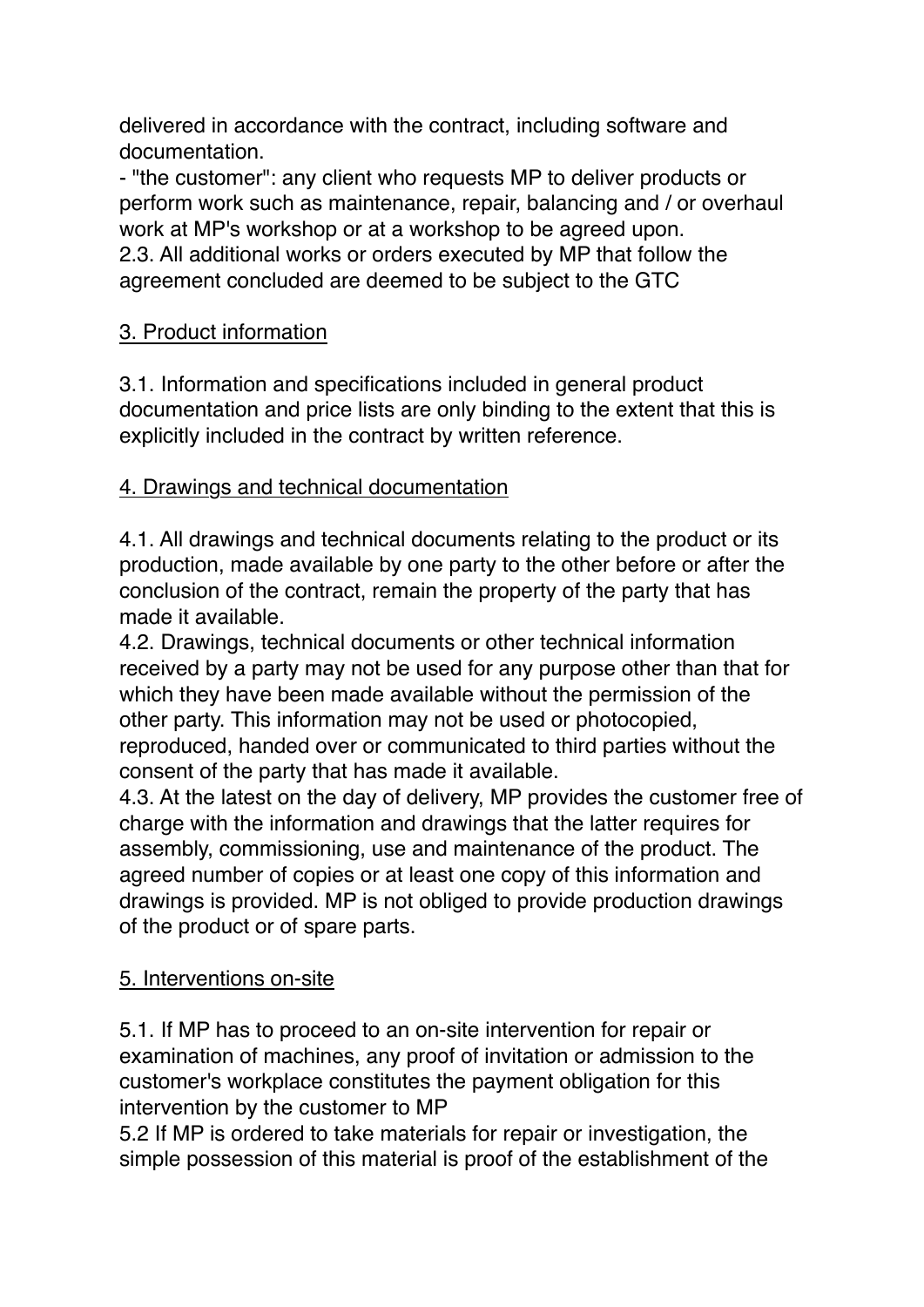delivered in accordance with the contract, including software and documentation.

- "the customer": any client who requests MP to deliver products or perform work such as maintenance, repair, balancing and / or overhaul work at MP's workshop or at a workshop to be agreed upon.

2.3. All additional works or orders executed by MP that follow the agreement concluded are deemed to be subject to the GTC

## 3. Product information

3.1. Information and specifications included in general product documentation and price lists are only binding to the extent that this is explicitly included in the contract by written reference.

## 4. Drawings and technical documentation

4.1. All drawings and technical documents relating to the product or its production, made available by one party to the other before or after the conclusion of the contract, remain the property of the party that has made it available.

4.2. Drawings, technical documents or other technical information received by a party may not be used for any purpose other than that for which they have been made available without the permission of the other party. This information may not be used or photocopied, reproduced, handed over or communicated to third parties without the consent of the party that has made it available.

4.3. At the latest on the day of delivery, MP provides the customer free of charge with the information and drawings that the latter requires for assembly, commissioning, use and maintenance of the product. The agreed number of copies or at least one copy of this information and drawings is provided. MP is not obliged to provide production drawings of the product or of spare parts.

## 5. Interventions on-site

5.1. If MP has to proceed to an on-site intervention for repair or examination of machines, any proof of invitation or admission to the customer's workplace constitutes the payment obligation for this intervention by the customer to MP

5.2 If MP is ordered to take materials for repair or investigation, the simple possession of this material is proof of the establishment of the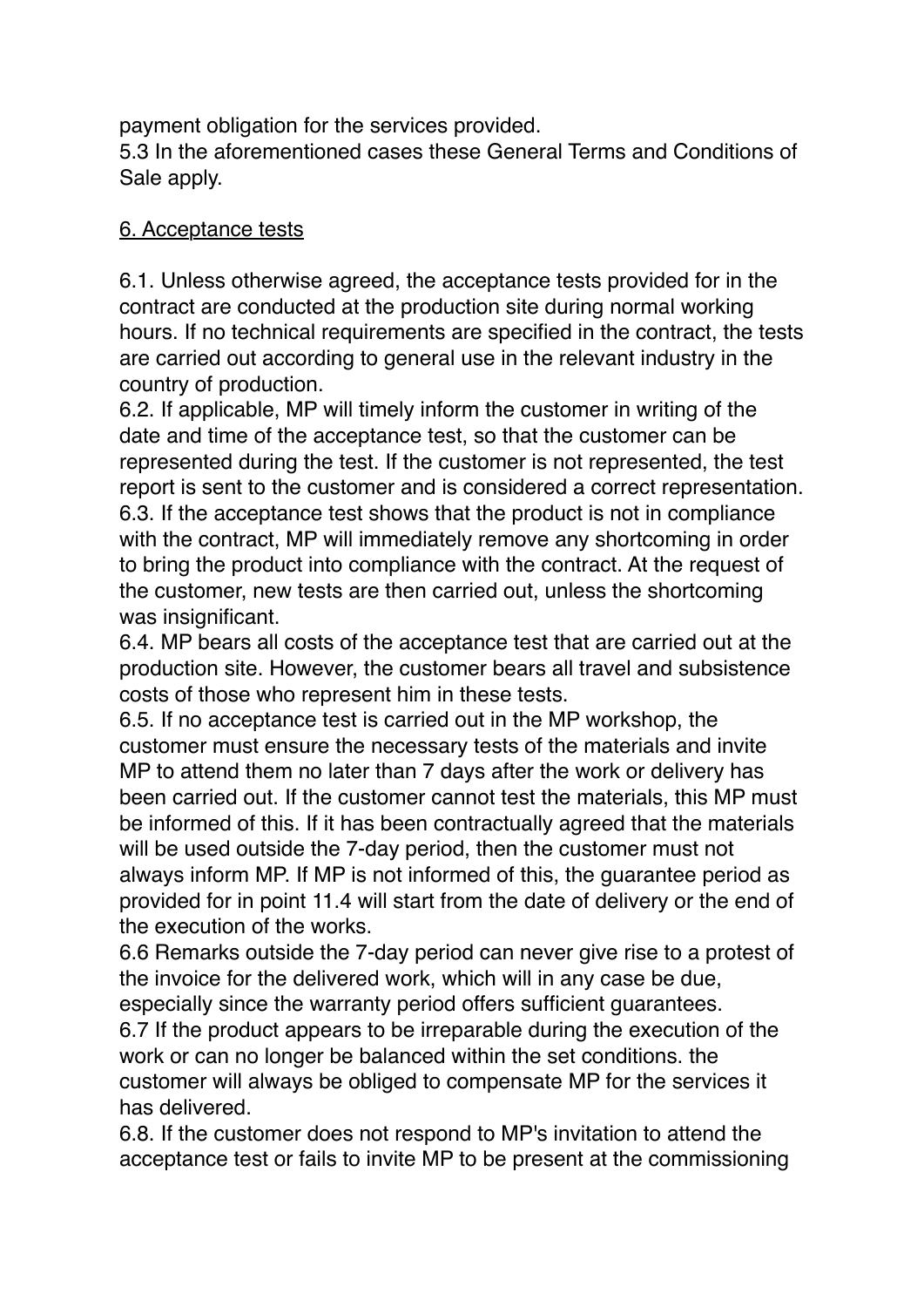payment obligation for the services provided.
5.3 In the aforementioned cases these General Terms and Conditions of Sale apply.

## 6. Acceptance tests

6.1. Unless otherwise agreed, the acceptance tests provided for in the contract are conducted at the production site during normal working hours. If no technical requirements are specified in the contract, the tests are carried out according to general use in the relevant industry in the country of production.
6.2. If applicable, MP will timely inform the customer in writing of the date and time of the acceptance test, so that the customer can be represented during the test. If the customer is not represented, the test report is sent to the customer and is considered a correct representation.
6.3. If the acceptance test shows that the product is not in compliance with the contract, MP will immediately remove any shortcoming in order to bring the product into compliance with the contract. At the request of the customer, new tests are then carried out, unless the shortcoming was insignificant.
6.4. MP bears all costs of the acceptance test that are carried out at the production site. However, the customer bears all travel and subsistence costs of those who represent him in these tests.
6.5. If no acceptance test is carried out in the MP workshop, the customer must ensure the necessary tests of the materials and invite MP to attend them no later than 7 days after the work or delivery has been carried out. If the customer cannot test the materials, this MP must be informed of this. If it has been contractually agreed that the materials will be used outside the 7-day period, then the customer must not always inform MP. If MP is not informed of this, the guarantee period as provided for in point 11.4 will start from the date of delivery or the end of the execution of the works.
6.6 Remarks outside the 7-day period can never give rise to a protest of the invoice for the delivered work, which will in any case be due, especially since the warranty period offers sufficient guarantees.
6.7 If the product appears to be irreparable during the execution of the work or can no longer be balanced within the set conditions. the customer will always be obliged to compensate MP for the services it has delivered.
6.8. If the customer does not respond to MP's invitation to attend the acceptance test or fails to invite MP to be present at the commissioning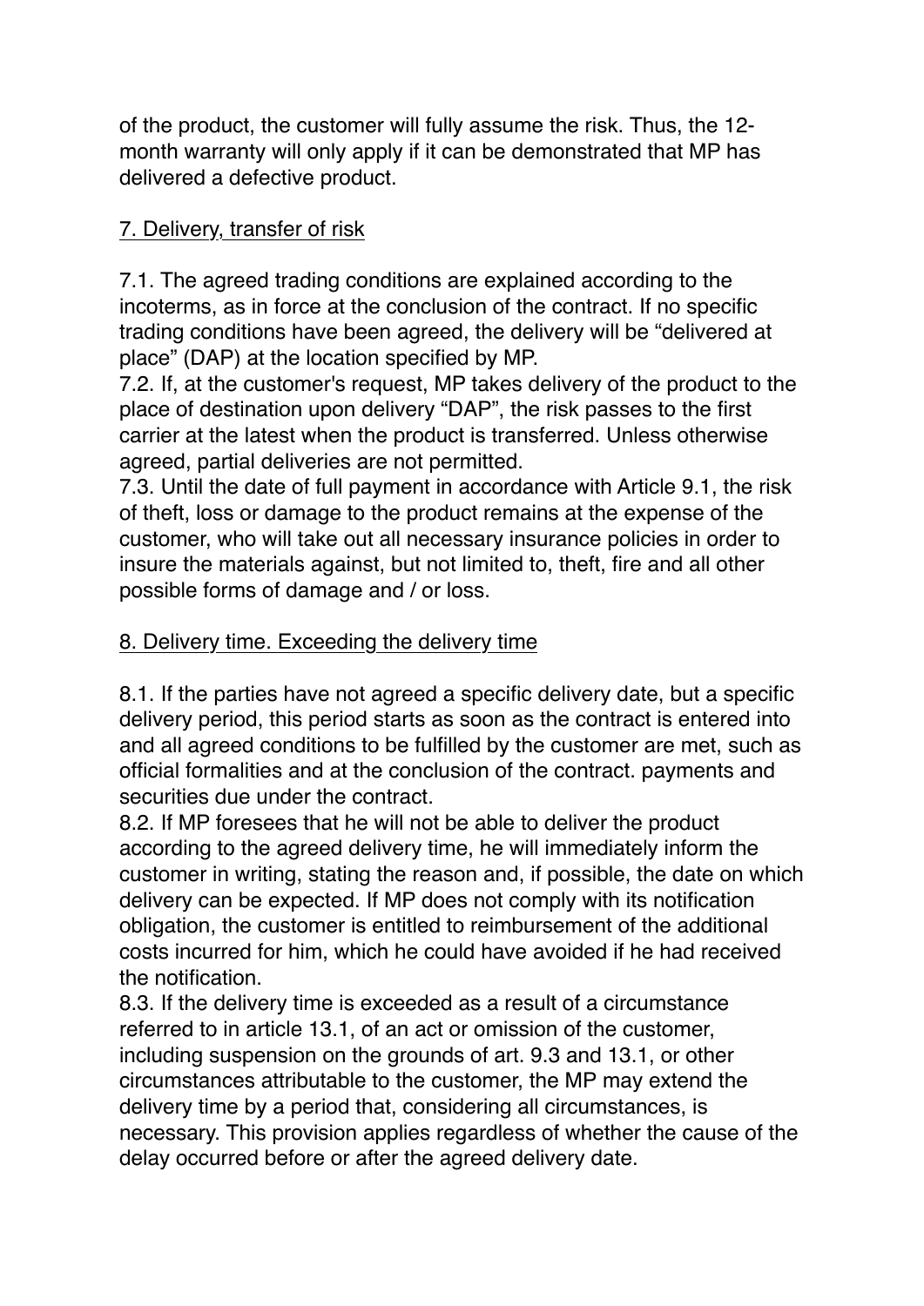of the product, the customer will fully assume the risk. Thus, the 12-month warranty will only apply if it can be demonstrated that MP has delivered a defective product.

## 7. Delivery, transfer of risk

7.1. The agreed trading conditions are explained according to the incoterms, as in force at the conclusion of the contract. If no specific trading conditions have been agreed, the delivery will be "delivered at place" (DAP) at the location specified by MP.
7.2. If, at the customer's request, MP takes delivery of the product to the place of destination upon delivery "DAP", the risk passes to the first carrier at the latest when the product is transferred. Unless otherwise agreed, partial deliveries are not permitted.
7.3. Until the date of full payment in accordance with Article 9.1, the risk of theft, loss or damage to the product remains at the expense of the customer, who will take out all necessary insurance policies in order to insure the materials against, but not limited to, theft, fire and all other possible forms of damage and / or loss.

## 8. Delivery time. Exceeding the delivery time

8.1. If the parties have not agreed a specific delivery date, but a specific delivery period, this period starts as soon as the contract is entered into and all agreed conditions to be fulfilled by the customer are met, such as official formalities and at the conclusion of the contract. payments and securities due under the contract.
8.2. If MP foresees that he will not be able to deliver the product according to the agreed delivery time, he will immediately inform the customer in writing, stating the reason and, if possible, the date on which delivery can be expected. If MP does not comply with its notification obligation, the customer is entitled to reimbursement of the additional costs incurred for him, which he could have avoided if he had received the notification.
8.3. If the delivery time is exceeded as a result of a circumstance referred to in article 13.1, of an act or omission of the customer, including suspension on the grounds of art. 9.3 and 13.1, or other circumstances attributable to the customer, the MP may extend the delivery time by a period that, considering all circumstances, is necessary. This provision applies regardless of whether the cause of the delay occurred before or after the agreed delivery date.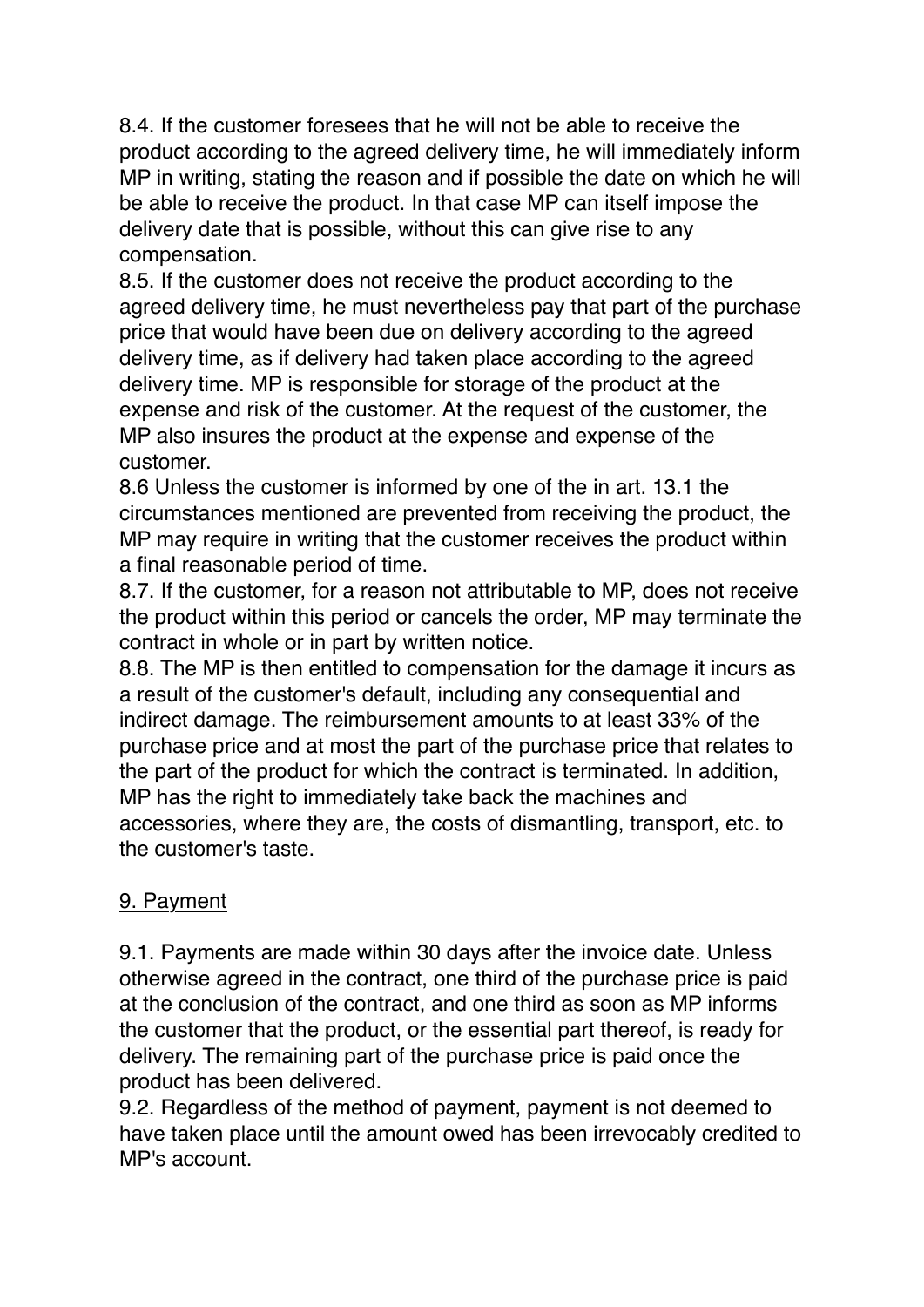8.4. If the customer foresees that he will not be able to receive the product according to the agreed delivery time, he will immediately inform MP in writing, stating the reason and if possible the date on which he will be able to receive the product. In that case MP can itself impose the delivery date that is possible, without this can give rise to any compensation.

8.5. If the customer does not receive the product according to the agreed delivery time, he must nevertheless pay that part of the purchase price that would have been due on delivery according to the agreed delivery time, as if delivery had taken place according to the agreed delivery time. MP is responsible for storage of the product at the expense and risk of the customer. At the request of the customer, the MP also insures the product at the expense and expense of the customer.

8.6 Unless the customer is informed by one of the in art. 13.1 the circumstances mentioned are prevented from receiving the product, the MP may require in writing that the customer receives the product within a final reasonable period of time.

8.7. If the customer, for a reason not attributable to MP, does not receive the product within this period or cancels the order, MP may terminate the contract in whole or in part by written notice.

8.8. The MP is then entitled to compensation for the damage it incurs as a result of the customer's default, including any consequential and indirect damage. The reimbursement amounts to at least 33% of the purchase price and at most the part of the purchase price that relates to the part of the product for which the contract is terminated. In addition, MP has the right to immediately take back the machines and accessories, where they are, the costs of dismantling, transport, etc. to the customer's taste.

## 9. Payment

9.1. Payments are made within 30 days after the invoice date. Unless otherwise agreed in the contract, one third of the purchase price is paid at the conclusion of the contract, and one third as soon as MP informs the customer that the product, or the essential part thereof, is ready for delivery. The remaining part of the purchase price is paid once the product has been delivered.

9.2. Regardless of the method of payment, payment is not deemed to have taken place until the amount owed has been irrevocably credited to MP's account.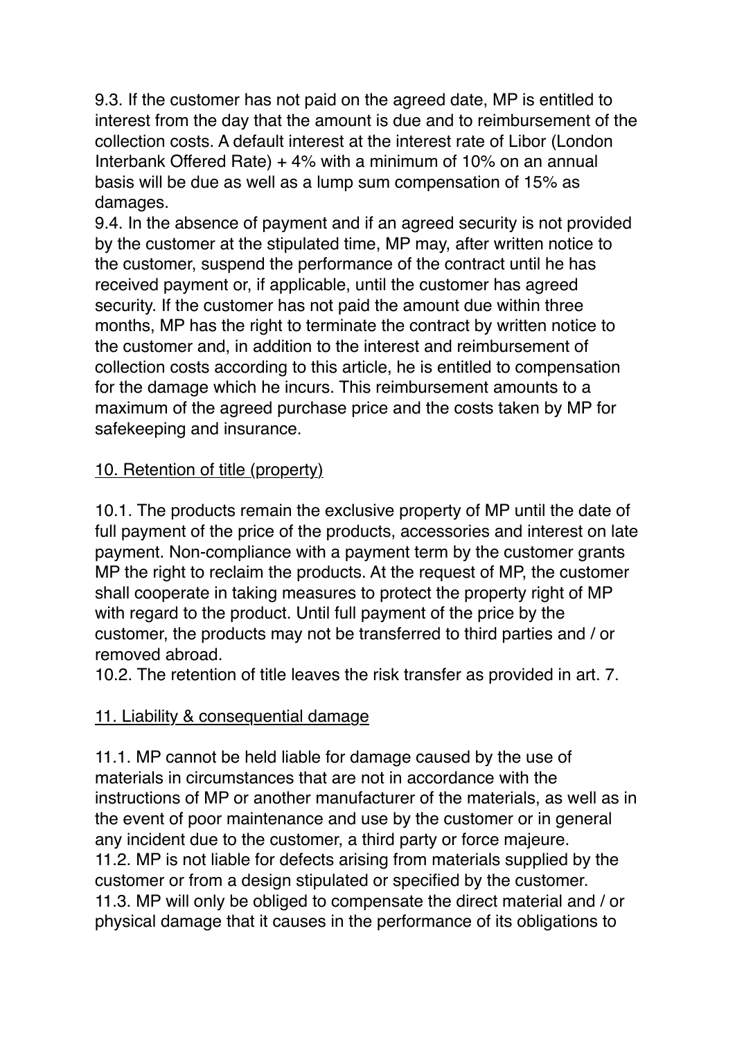9.3. If the customer has not paid on the agreed date, MP is entitled to interest from the day that the amount is due and to reimbursement of the collection costs. A default interest at the interest rate of Libor (London Interbank Offered Rate) + 4% with a minimum of 10% on an annual basis will be due as well as a lump sum compensation of 15% as damages.

9.4. In the absence of payment and if an agreed security is not provided by the customer at the stipulated time, MP may, after written notice to the customer, suspend the performance of the contract until he has received payment or, if applicable, until the customer has agreed security. If the customer has not paid the amount due within three months, MP has the right to terminate the contract by written notice to the customer and, in addition to the interest and reimbursement of collection costs according to this article, he is entitled to compensation for the damage which he incurs. This reimbursement amounts to a maximum of the agreed purchase price and the costs taken by MP for safekeeping and insurance.

## 10. Retention of title (property)

10.1. The products remain the exclusive property of MP until the date of full payment of the price of the products, accessories and interest on late payment. Non-compliance with a payment term by the customer grants MP the right to reclaim the products. At the request of MP, the customer shall cooperate in taking measures to protect the property right of MP with regard to the product. Until full payment of the price by the customer, the products may not be transferred to third parties and / or removed abroad.

10.2. The retention of title leaves the risk transfer as provided in art. 7.

## 11. Liability & consequential damage

11.1. MP cannot be held liable for damage caused by the use of materials in circumstances that are not in accordance with the instructions of MP or another manufacturer of the materials, as well as in the event of poor maintenance and use by the customer or in general any incident due to the customer, a third party or force majeure.

11.2. MP is not liable for defects arising from materials supplied by the customer or from a design stipulated or specified by the customer.

11.3. MP will only be obliged to compensate the direct material and / or physical damage that it causes in the performance of its obligations to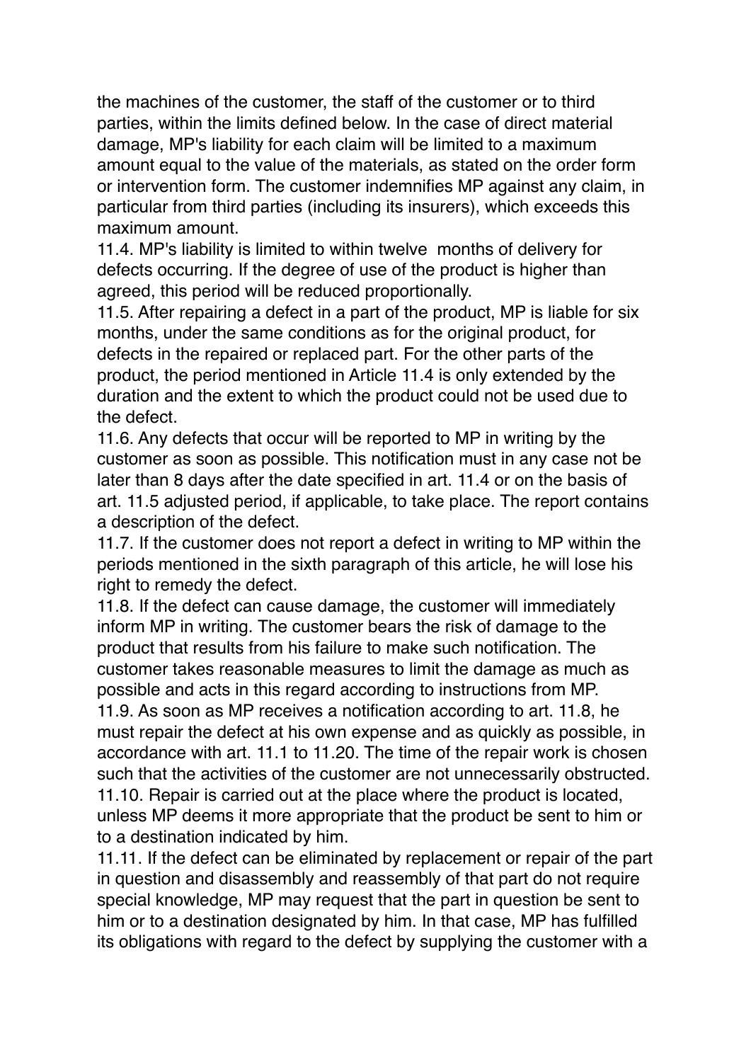the machines of the customer, the staff of the customer or to third parties, within the limits defined below. In the case of direct material damage, MP's liability for each claim will be limited to a maximum amount equal to the value of the materials, as stated on the order form or intervention form. The customer indemnifies MP against any claim, in particular from third parties (including its insurers), which exceeds this maximum amount.

11.4. MP's liability is limited to within twelve months of delivery for defects occurring. If the degree of use of the product is higher than agreed, this period will be reduced proportionally.

11.5. After repairing a defect in a part of the product, MP is liable for six months, under the same conditions as for the original product, for defects in the repaired or replaced part. For the other parts of the product, the period mentioned in Article 11.4 is only extended by the duration and the extent to which the product could not be used due to the defect.

11.6. Any defects that occur will be reported to MP in writing by the customer as soon as possible. This notification must in any case not be later than 8 days after the date specified in art. 11.4 or on the basis of art. 11.5 adjusted period, if applicable, to take place. The report contains a description of the defect.

11.7. If the customer does not report a defect in writing to MP within the periods mentioned in the sixth paragraph of this article, he will lose his right to remedy the defect.

11.8. If the defect can cause damage, the customer will immediately inform MP in writing. The customer bears the risk of damage to the product that results from his failure to make such notification. The customer takes reasonable measures to limit the damage as much as possible and acts in this regard according to instructions from MP.

11.9. As soon as MP receives a notification according to art. 11.8, he must repair the defect at his own expense and as quickly as possible, in accordance with art. 11.1 to 11.20. The time of the repair work is chosen such that the activities of the customer are not unnecessarily obstructed.

11.10. Repair is carried out at the place where the product is located, unless MP deems it more appropriate that the product be sent to him or to a destination indicated by him.

11.11. If the defect can be eliminated by replacement or repair of the part in question and disassembly and reassembly of that part do not require special knowledge, MP may request that the part in question be sent to him or to a destination designated by him. In that case, MP has fulfilled its obligations with regard to the defect by supplying the customer with a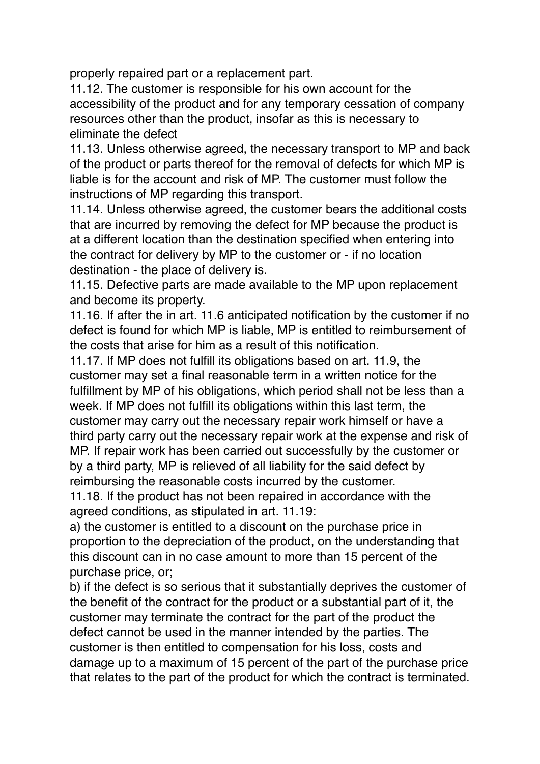properly repaired part or a replacement part.

11.12. The customer is responsible for his own account for the accessibility of the product and for any temporary cessation of company resources other than the product, insofar as this is necessary to eliminate the defect

11.13. Unless otherwise agreed, the necessary transport to MP and back of the product or parts thereof for the removal of defects for which MP is liable is for the account and risk of MP. The customer must follow the instructions of MP regarding this transport.

11.14. Unless otherwise agreed, the customer bears the additional costs that are incurred by removing the defect for MP because the product is at a different location than the destination specified when entering into the contract for delivery by MP to the customer or - if no location destination - the place of delivery is.

11.15. Defective parts are made available to the MP upon replacement and become its property.

11.16. If after the in art. 11.6 anticipated notification by the customer if no defect is found for which MP is liable, MP is entitled to reimbursement of the costs that arise for him as a result of this notification.

11.17. If MP does not fulfill its obligations based on art. 11.9, the customer may set a final reasonable term in a written notice for the fulfillment by MP of his obligations, which period shall not be less than a week. If MP does not fulfill its obligations within this last term, the customer may carry out the necessary repair work himself or have a third party carry out the necessary repair work at the expense and risk of MP. If repair work has been carried out successfully by the customer or by a third party, MP is relieved of all liability for the said defect by reimbursing the reasonable costs incurred by the customer.

11.18. If the product has not been repaired in accordance with the agreed conditions, as stipulated in art. 11.19:

a) the customer is entitled to a discount on the purchase price in proportion to the depreciation of the product, on the understanding that this discount can in no case amount to more than 15 percent of the purchase price, or;

b) if the defect is so serious that it substantially deprives the customer of the benefit of the contract for the product or a substantial part of it, the customer may terminate the contract for the part of the product the defect cannot be used in the manner intended by the parties. The customer is then entitled to compensation for his loss, costs and damage up to a maximum of 15 percent of the part of the purchase price that relates to the part of the product for which the contract is terminated.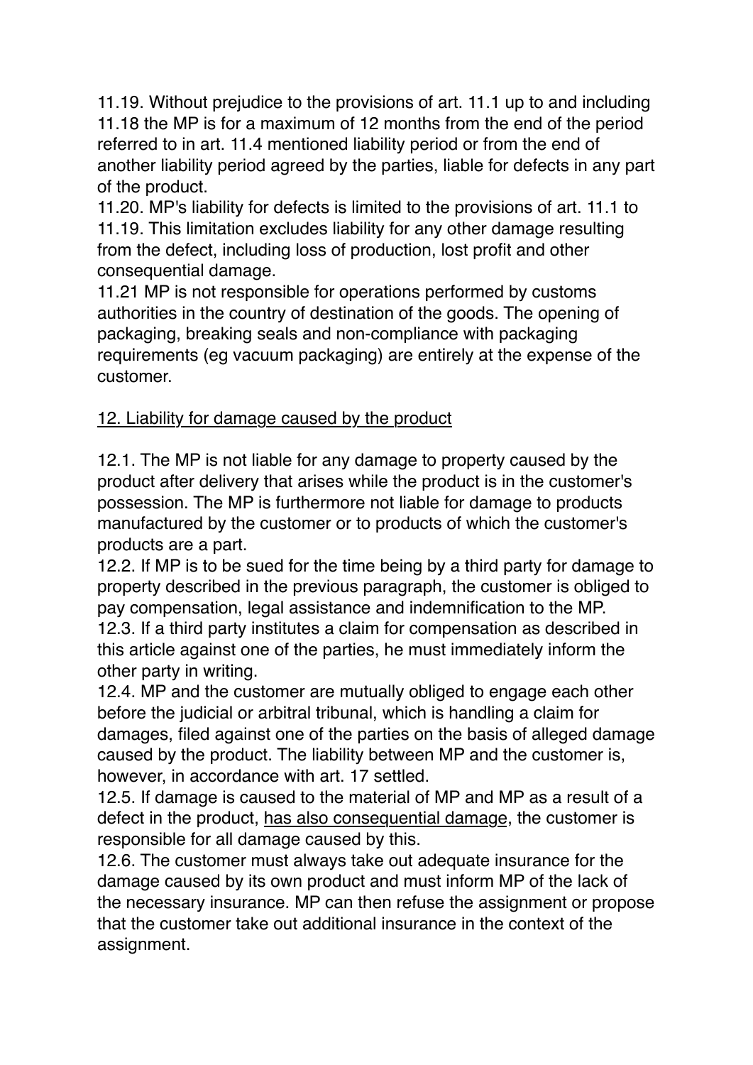11.19. Without prejudice to the provisions of art. 11.1 up to and including 11.18 the MP is for a maximum of 12 months from the end of the period referred to in art. 11.4 mentioned liability period or from the end of another liability period agreed by the parties, liable for defects in any part of the product.
11.20. MP's liability for defects is limited to the provisions of art. 11.1 to 11.19. This limitation excludes liability for any other damage resulting from the defect, including loss of production, lost profit and other consequential damage.
11.21 MP is not responsible for operations performed by customs authorities in the country of destination of the goods. The opening of packaging, breaking seals and non-compliance with packaging requirements (eg vacuum packaging) are entirely at the expense of the customer.

<u>12. Liability for damage caused by the product</u>

12.1. The MP is not liable for any damage to property caused by the product after delivery that arises while the product is in the customer's possession. The MP is furthermore not liable for damage to products manufactured by the customer or to products of which the customer's products are a part.
12.2. If MP is to be sued for the time being by a third party for damage to property described in the previous paragraph, the customer is obliged to pay compensation, legal assistance and indemnification to the MP.
12.3. If a third party institutes a claim for compensation as described in this article against one of the parties, he must immediately inform the other party in writing.
12.4. MP and the customer are mutually obliged to engage each other before the judicial or arbitral tribunal, which is handling a claim for damages, filed against one of the parties on the basis of alleged damage caused by the product. The liability between MP and the customer is, however, in accordance with art. 17 settled.
12.5. If damage is caused to the material of MP and MP as a result of a defect in the product, <u>has also consequential damage</u>, the customer is responsible for all damage caused by this.
12.6. The customer must always take out adequate insurance for the damage caused by its own product and must inform MP of the lack of the necessary insurance. MP can then refuse the assignment or propose that the customer take out additional insurance in the context of the assignment.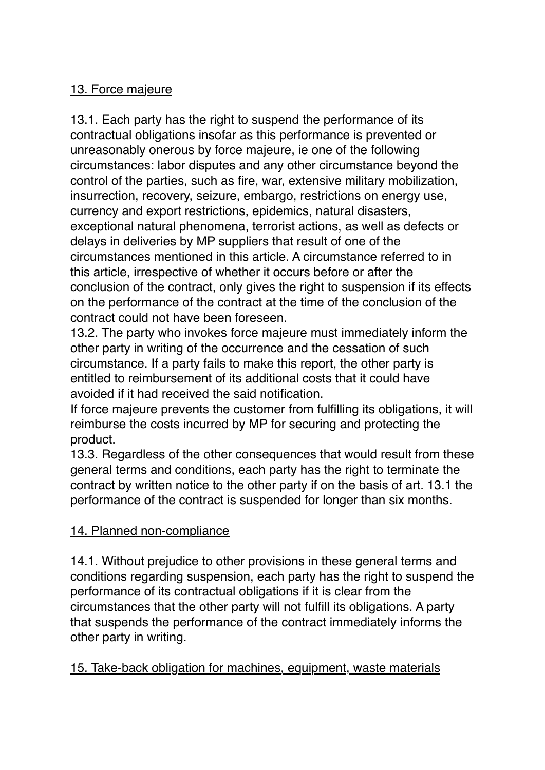## 13. Force majeure

13.1. Each party has the right to suspend the performance of its contractual obligations insofar as this performance is prevented or unreasonably onerous by force majeure, ie one of the following circumstances: labor disputes and any other circumstance beyond the control of the parties, such as fire, war, extensive military mobilization, insurrection, recovery, seizure, embargo, restrictions on energy use, currency and export restrictions, epidemics, natural disasters, exceptional natural phenomena, terrorist actions, as well as defects or delays in deliveries by MP suppliers that result of one of the circumstances mentioned in this article. A circumstance referred to in this article, irrespective of whether it occurs before or after the conclusion of the contract, only gives the right to suspension if its effects on the performance of the contract at the time of the conclusion of the contract could not have been foreseen.

13.2. The party who invokes force majeure must immediately inform the other party in writing of the occurrence and the cessation of such circumstance. If a party fails to make this report, the other party is entitled to reimbursement of its additional costs that it could have avoided if it had received the said notification.

If force majeure prevents the customer from fulfilling its obligations, it will reimburse the costs incurred by MP for securing and protecting the product.

13.3. Regardless of the other consequences that would result from these general terms and conditions, each party has the right to terminate the contract by written notice to the other party if on the basis of art. 13.1 the performance of the contract is suspended for longer than six months.

## 14. Planned non-compliance

14.1. Without prejudice to other provisions in these general terms and conditions regarding suspension, each party has the right to suspend the performance of its contractual obligations if it is clear from the circumstances that the other party will not fulfill its obligations. A party that suspends the performance of the contract immediately informs the other party in writing.

## 15. Take-back obligation for machines, equipment, waste materials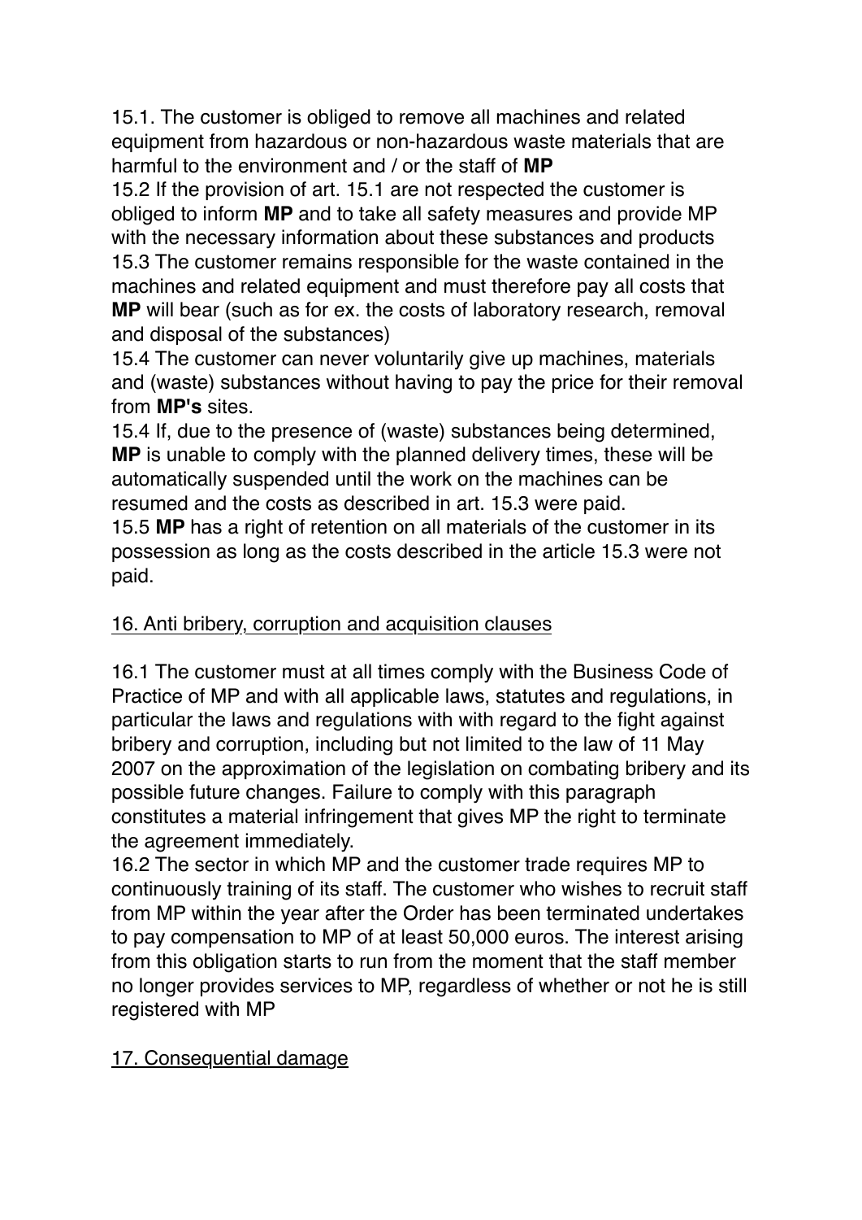15.1. The customer is obliged to remove all machines and related equipment from hazardous or non-hazardous waste materials that are harmful to the environment and / or the staff of **MP**

15.2 If the provision of art. 15.1 are not respected the customer is obliged to inform **MP** and to take all safety measures and provide MP with the necessary information about these substances and products

15.3 The customer remains responsible for the waste contained in the machines and related equipment and must therefore pay all costs that **MP** will bear (such as for ex. the costs of laboratory research, removal and disposal of the substances)

15.4 The customer can never voluntarily give up machines, materials and (waste) substances without having to pay the price for their removal from **MP's** sites.

15.4 If, due to the presence of (waste) substances being determined, **MP** is unable to comply with the planned delivery times, these will be automatically suspended until the work on the machines can be resumed and the costs as described in art. 15.3 were paid.

15.5 **MP** has a right of retention on all materials of the customer in its possession as long as the costs described in the article 15.3 were not paid.

## 16. Anti bribery, corruption and acquisition clauses

16.1 The customer must at all times comply with the Business Code of Practice of MP and with all applicable laws, statutes and regulations, in particular the laws and regulations with with regard to the fight against bribery and corruption, including but not limited to the law of 11 May 2007 on the approximation of the legislation on combating bribery and its possible future changes. Failure to comply with this paragraph constitutes a material infringement that gives MP the right to terminate the agreement immediately.

16.2 The sector in which MP and the customer trade requires MP to continuously training of its staff. The customer who wishes to recruit staff from MP within the year after the Order has been terminated undertakes to pay compensation to MP of at least 50,000 euros. The interest arising from this obligation starts to run from the moment that the staff member no longer provides services to MP, regardless of whether or not he is still registered with MP

## 17. Consequential damage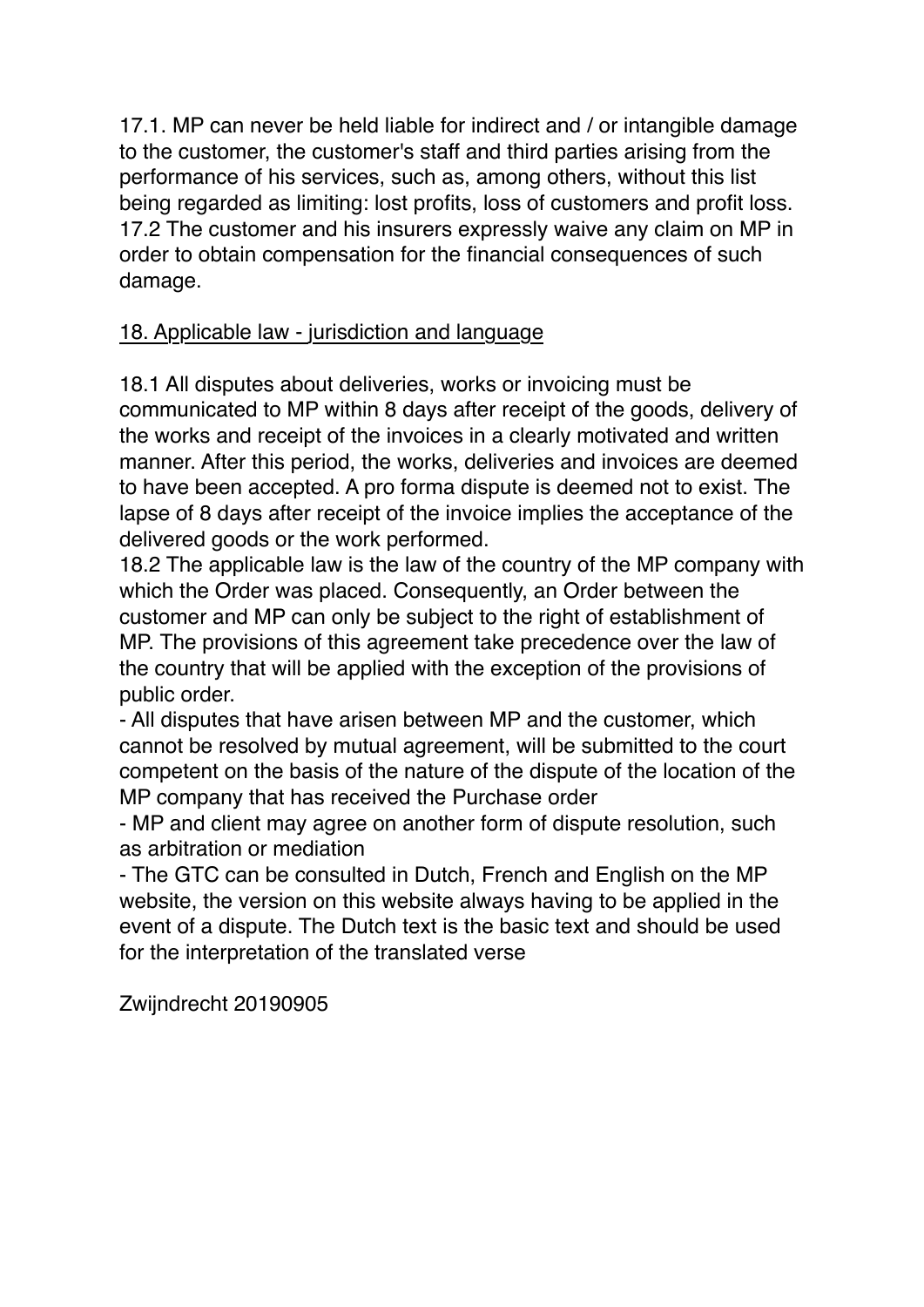17.1. MP can never be held liable for indirect and / or intangible damage to the customer, the customer's staff and third parties arising from the performance of his services, such as, among others, without this list being regarded as limiting: lost profits, loss of customers and profit loss.
17.2 The customer and his insurers expressly waive any claim on MP in order to obtain compensation for the financial consequences of such damage.

## 18. Applicable law - jurisdiction and language

18.1 All disputes about deliveries, works or invoicing must be communicated to MP within 8 days after receipt of the goods, delivery of the works and receipt of the invoices in a clearly motivated and written manner. After this period, the works, deliveries and invoices are deemed to have been accepted. A pro forma dispute is deemed not to exist. The lapse of 8 days after receipt of the invoice implies the acceptance of the delivered goods or the work performed.
18.2 The applicable law is the law of the country of the MP company with which the Order was placed. Consequently, an Order between the customer and MP can only be subject to the right of establishment of MP. The provisions of this agreement take precedence over the law of the country that will be applied with the exception of the provisions of public order.
- All disputes that have arisen between MP and the customer, which cannot be resolved by mutual agreement, will be submitted to the court competent on the basis of the nature of the dispute of the location of the MP company that has received the Purchase order
- MP and client may agree on another form of dispute resolution, such as arbitration or mediation
- The GTC can be consulted in Dutch, French and English on the MP website, the version on this website always having to be applied in the event of a dispute. The Dutch text is the basic text and should be used for the interpretation of the translated verse

Zwijndrecht 20190905